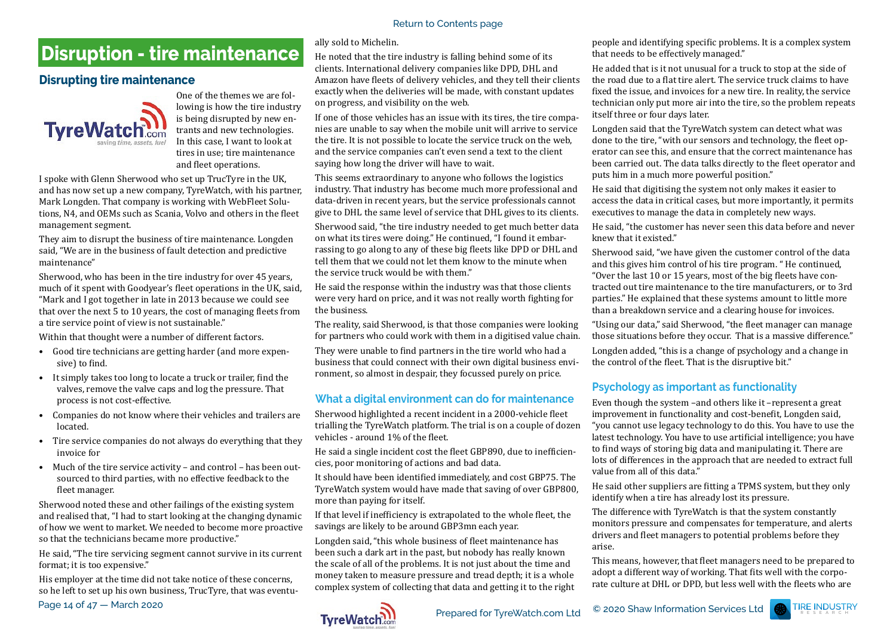# Disruption - tire maintenance

## Disrupting tire maintenance

One of the themes we are following is how the tire industry is being disrupted by new entrants and new technologies. In this case, I want to look at tires in use; tire maintenance and fleet operations.

I spoke with Glenn Sherwood who set up TrucTyre in the UK, and has now set up a new company, TyreWatch, with his partner, Mark Longden. That company is working with WebFleet Solutions, N4, and OEMs such as Scania, Volvo and others in the fleet management segment.

They aim to disrupt the business of tire maintenance. Longden said, "We are in the business of fault detection and predictive maintenance"

Sherwood, who has been in the tire industry for over 45 years, much of it spent with Goodyear's fleet operations in the UK, said, "Mark and I got together in late in 2013 because we could see that over the next 5 to 10 years, the cost of managing fleets from a tire service point of view is not sustainable."

Within that thought were a number of different factors.

- Good tire technicians are getting harder (and more expensive) to find.
- It simply takes too long to locate a truck or trailer, find the valves, remove the valve caps and log the pressure. That process is not cost-effective.
- Companies do not know where their vehicles and trailers are located.
- Tire service companies do not always do everything that they invoice for
- Much of the tire service activity – and control – has been outsourced to third parties, with no effective feedback to the fleet manager.

Sherwood noted these and other failings of the existing system and realised that, "I had to start looking at the changing dynamic of how we went to market. We needed to become more proactive so that the technicians became more productive."

He said, "The tire servicing segment cannot survive in its current format; it is too expensive."

His employer at the time did not take notice of these concerns, so he left to set up his own business, TrucTyre, that was eventually sold to Michelin.

He noted that the tire industry is falling behind some of its clients. International delivery companies like DPD, DHL and Amazon have fleets of delivery vehicles, and they tell their clients exactly when the deliveries will be made, with constant updates on progress, and visibility on the web.

If one of those vehicles has an issue with its tires, the tire companies are unable to say when the mobile unit will arrive to service the tire. It is not possible to locate the service truck on the web, and the service companies can't even send a text to the client saying how long the driver will have to wait.

This seems extraordinary to anyone who follows the logistics industry. That industry has become much more professional and data-driven in recent years, but the service professionals cannot give to DHL the same level of service that DHL gives to its clients.

Sherwood said, "the tire industry needed to get much better data on what its tires were doing." He continued, "I found it embarrassing to go along to any of these big fleets like DPD or DHL and tell them that we could not let them know to the minute when the service truck would be with them."

He said the response within the industry was that those clients were very hard on price, and it was not really worth fighting for the business.

The reality, said Sherwood, is that those companies were looking for partners who could work with them in a digitised value chain.

They were unable to find partners in the tire world who had a business that could connect with their own digital business environment, so almost in despair, they focussed purely on price.

## What a digital environment can do for maintenance

Sherwood highlighted a recent incident in a 2000-vehicle fleet trialling the TyreWatch platform. The trial is on a couple of dozen vehicles - around 1% of the fleet.

He said a single incident cost the fleet GBP890, due to inefficiencies, poor monitoring of actions and bad data.

It should have been identified immediately, and cost GBP75. The TyreWatch system would have made that saving of over GBP800, more than paying for itself.

If that level if inefficiency is extrapolated to the whole fleet, the savings are likely to be around GBP3mn each year.

Longden said, "this whole business of fleet maintenance has been such a dark art in the past, but nobody has really known the scale of all of the problems. It is not just about the time and money taken to measure pressure and tread depth; it is a whole complex system of collecting that data and getting it to the right people and identifying specific problems. It is a complex system that needs to be effectively managed."

He added that is it not unusual for a truck to stop at the side of the road due to a flat tire alert. The service truck claims to have fixed the issue, and invoices for a new tire. In reality, the service technician only put more air into the tire, so the problem repeats itself three or four days later.

Longden said that the TyreWatch system can detect what was done to the tire, "with our sensors and technology, the fleet operator can see this, and ensure that the correct maintenance has been carried out. The data talks directly to the fleet operator and puts him in a much more powerful position."

He said that digitising the system not only makes it easier to access the data in critical cases, but more importantly, it permits executives to manage the data in completely new ways.

He said, "the customer has never seen this data before and never knew that it existed."

Sherwood said, "we have given the customer control of the data and this gives him control of his tire program. " He continued, "Over the last 10 or 15 years, most of the big fleets have contracted out tire maintenance to the tire manufacturers, or to 3rd parties." He explained that these systems amount to little more than a breakdown service and a clearing house for invoices.

"Using our data," said Sherwood, "the fleet manager can manage those situations before they occur. That is a massive difference."

Longden added, "this is a change of psychology and a change in the control of the fleet. That is the disruptive bit."

## Psychology as important as functionality

Even though the system –and others like it –represent a great improvement in functionality and cost-benefit, Longden said, "you cannot use legacy technology to do this. You have to use the latest technology. You have to use artificial intelligence; you have to find ways of storing big data and manipulating it. There are lots of differences in the approach that are needed to extract full value from all of this data."

He said other suppliers are fitting a TPMS system, but they only identify when a tire has already lost its pressure.

The difference with TyreWatch is that the system constantly monitors pressure and compensates for temperature, and alerts drivers and fleet managers to potential problems before they arise.

This means, however, that fleet managers need to be prepared to adopt a different way of working. That fits well with the corporate culture at DHL or DPD, but less well with the fleets who are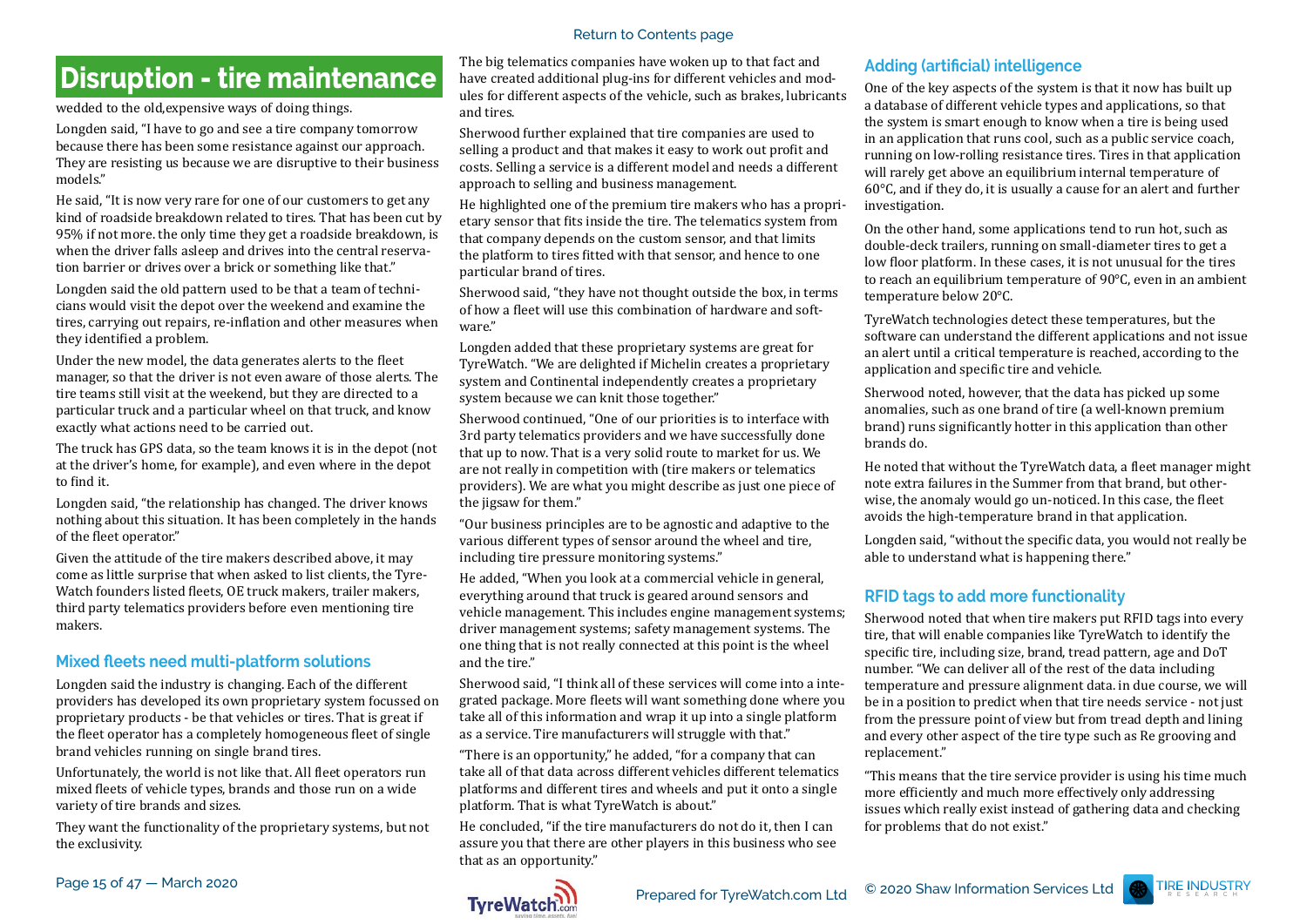# Disruption - tire maintenance

wedded to the old,expensive ways of doing things.

Longden said, "I have to go and see a tire company tomorrow because there has been some resistance against our approach. They are resisting us because we are disruptive to their business models."

He said, "It is now very rare for one of our customers to get any kind of roadside breakdown related to tires. That has been cut by 95% if not more. the only time they get a roadside breakdown, is when the driver falls asleep and drives into the central reservation barrier or drives over a brick or something like that."

Longden said the old pattern used to be that a team of technicians would visit the depot over the weekend and examine the tires, carrying out repairs, re-inflation and other measures when they identified a problem.

Under the new model, the data generates alerts to the fleet manager, so that the driver is not even aware of those alerts. The tire teams still visit at the weekend, but they are directed to a particular truck and a particular wheel on that truck, and know exactly what actions need to be carried out.

The truck has GPS data, so the team knows it is in the depot (not at the driver's home, for example), and even where in the depot to find it.

Longden said, "the relationship has changed. The driver knows nothing about this situation. It has been completely in the hands of the fleet operator."

Given the attitude of the tire makers described above, it may come as little surprise that when asked to list clients, the TyreWatch founders listed fleets, OE truck makers, trailer makers, third party telematics providers before even mentioning tire makers.

## Mixed fleets need multi-platform solutions

Longden said the industry is changing. Each of the different providers has developed its own proprietary system focussed on proprietary products - be that vehicles or tires. That is great if the fleet operator has a completely homogeneous fleet of single brand vehicles running on single brand tires.

Unfortunately, the world is not like that. All fleet operators run mixed fleets of vehicle types, brands and those run on a wide variety of tire brands and sizes.

They want the functionality of the proprietary systems, but not the exclusivity.

The big telematics companies have woken up to that fact and have created additional plug-ins for different vehicles and modules for different aspects of the vehicle, such as brakes, lubricants and tires.

Sherwood further explained that tire companies are used to selling a product and that makes it easy to work out profit and costs. Selling a service is a different model and needs a different approach to selling and business management.

He highlighted one of the premium tire makers who has a proprietary sensor that fits inside the tire. The telematics system from that company depends on the custom sensor, and that limits the platform to tires fitted with that sensor, and hence to one particular brand of tires.

Sherwood said, "they have not thought outside the box, in terms of how a fleet will use this combination of hardware and software."

Longden added that these proprietary systems are great for TyreWatch. "We are delighted if Michelin creates a proprietary system and Continental independently creates a proprietary system because we can knit those together."

Sherwood continued, "One of our priorities is to interface with 3rd party telematics providers and we have successfully done that up to now. That is a very solid route to market for us. We are not really in competition with (tire makers or telematics providers). We are what you might describe as just one piece of the jigsaw for them."

"Our business principles are to be agnostic and adaptive to the various different types of sensor around the wheel and tire, including tire pressure monitoring systems."

He added, "When you look at a commercial vehicle in general, everything around that truck is geared around sensors and vehicle management. This includes engine management systems; driver management systems; safety management systems. The one thing that is not really connected at this point is the wheel and the tire."

Sherwood said, "I think all of these services will come into a integrated package. More fleets will want something done where you take all of this information and wrap it up into a single platform as a service. Tire manufacturers will struggle with that."

"There is an opportunity," he added, "for a company that can take all of that data across different vehicles different telematics platforms and different tires and wheels and put it onto a single platform. That is what TyreWatch is about."

He concluded, "if the tire manufacturers do not do it, then I can assure you that there are other players in this business who see that as an opportunity."

## Adding (artificial) intelligence

One of the key aspects of the system is that it now has built up a database of different vehicle types and applications, so that the system is smart enough to know when a tire is being used in an application that runs cool, such as a public service coach, running on low-rolling resistance tires. Tires in that application will rarely get above an equilibrium internal temperature of 60°C, and if they do, it is usually a cause for an alert and further investigation.

On the other hand, some applications tend to run hot, such as double-deck trailers, running on small-diameter tires to get a low floor platform. In these cases, it is not unusual for the tires to reach an equilibrium temperature of 90°C, even in an ambient temperature below 20°C.

TyreWatch technologies detect these temperatures, but the software can understand the different applications and not issue an alert until a critical temperature is reached, according to the application and specific tire and vehicle.

Sherwood noted, however, that the data has picked up some anomalies, such as one brand of tire (a well-known premium brand) runs significantly hotter in this application than other brands do.

He noted that without the TyreWatch data, a fleet manager might note extra failures in the Summer from that brand, but otherwise, the anomaly would go un-noticed. In this case, the fleet avoids the high-temperature brand in that application.

Longden said, "without the specific data, you would not really be able to understand what is happening there."

## RFID tags to add more functionality

Sherwood noted that when tire makers put RFID tags into every tire, that will enable companies like TyreWatch to identify the specific tire, including size, brand, tread pattern, age and DoT number. "We can deliver all of the rest of the data including temperature and pressure alignment data. in due course, we will be in a position to predict when that tire needs service - not just from the pressure point of view but from tread depth and lining and every other aspect of the tire type such as Re grooving and replacement."

"This means that the tire service provider is using his time much more efficiently and much more effectively only addressing issues which really exist instead of gathering data and checking for problems that do not exist."